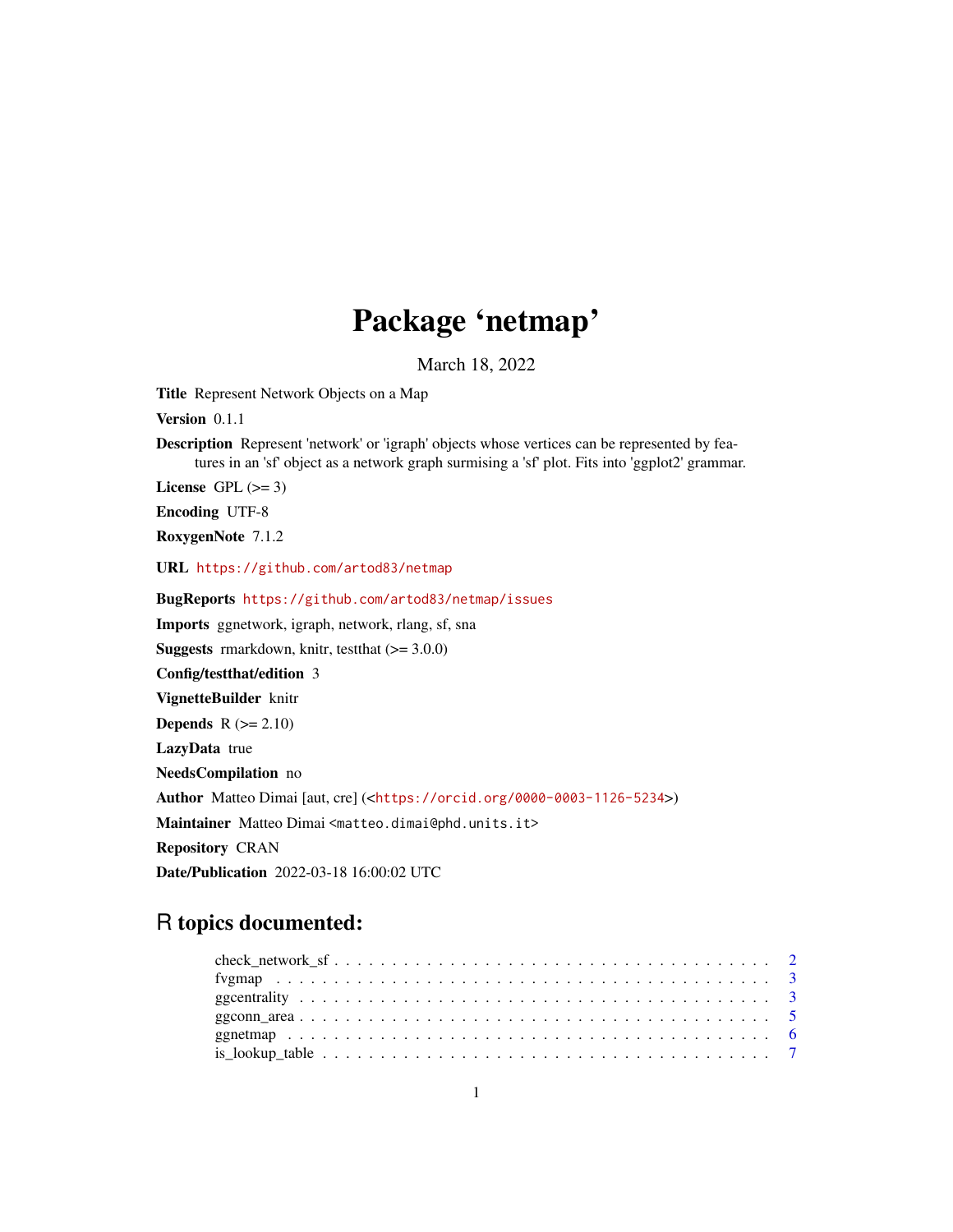# Package 'netmap'

March 18, 2022

**Title** Represent Network Objects on a Map

**Version** 0.1.1

**Description** Represent 'network' or 'igraph' objects whose vertices can be represented by features in an 'sf' object as a network graph surmising a 'sf' plot. Fits into 'ggplot2' grammar.

**License** GPL (>= 3)

**Encoding** UTF-8

**RoxygenNote** 7.1.2

**URL** https://github.com/artod83/netmap

**BugReports** https://github.com/artod83/netmap/issues

**Imports** ggnetwork, igraph, network, rlang, sf, sna

**Suggests** rmarkdown, knitr, testthat (>= 3.0.0)

**Config/testthat/edition** 3

**VignetteBuilder** knitr

**Depends** R (>= 2.10)

**LazyData** true

**NeedsCompilation** no

**Author** Matteo Dimai [aut, cre] (<https://orcid.org/0000-0003-1126-5234>)

**Maintainer** Matteo Dimai <matteo.dimai@phd.units.it>

**Repository** CRAN

**Date/Publication** 2022-03-18 16:00:02 UTC

## R topics documented:

- check_network_sf . . . . . . . . . . . . . . . . . . . . . . . . . . . . . . . . . . . . . 2
- fvgmap . . . . . . . . . . . . . . . . . . . . . . . . . . . . . . . . . . . . . . . . . . . 3
- ggcentrality . . . . . . . . . . . . . . . . . . . . . . . . . . . . . . . . . . . . . . . . 3
- ggconn_area . . . . . . . . . . . . . . . . . . . . . . . . . . . . . . . . . . . . . . . . 5
- ggnetmap . . . . . . . . . . . . . . . . . . . . . . . . . . . . . . . . . . . . . . . . . . 6
- is_lookup_table . . . . . . . . . . . . . . . . . . . . . . . . . . . . . . . . . . . . . . 7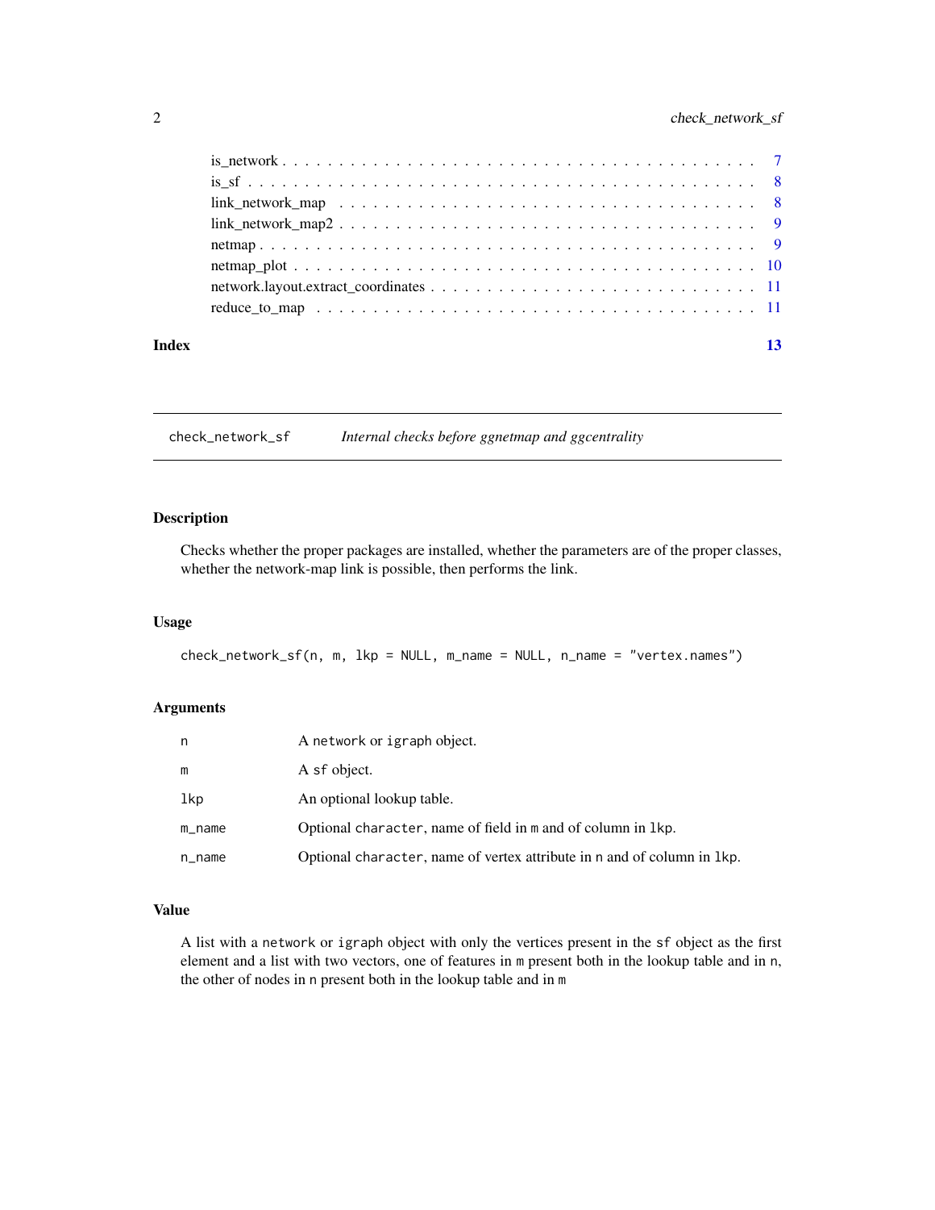is_network . . . . . . . . . . . . . . . . . . . . . . . . . . . . . . . . . . . . . . . . 7
is_sf . . . . . . . . . . . . . . . . . . . . . . . . . . . . . . . . . . . . . . . . . . . 8
link_network_map . . . . . . . . . . . . . . . . . . . . . . . . . . . . . . . . . . . . . 8
link_network_map2 . . . . . . . . . . . . . . . . . . . . . . . . . . . . . . . . . . . . 9
netmap . . . . . . . . . . . . . . . . . . . . . . . . . . . . . . . . . . . . . . . . . . 9
netmap_plot . . . . . . . . . . . . . . . . . . . . . . . . . . . . . . . . . . . . . . . 10
network.layout.extract_coordinates . . . . . . . . . . . . . . . . . . . . . . . . . . 11
reduce_to_map . . . . . . . . . . . . . . . . . . . . . . . . . . . . . . . . . . . . . . 11

**Index** **13**

---

## check_network_sf — *Internal checks before ggnetmap and ggcentrality*

### Description

Checks whether the proper packages are installed, whether the parameters are of the proper classes, whether the network-map link is possible, then performs the link.

### Usage

```
check_network_sf(n, m, lkp = NULL, m_name = NULL, n_name = "vertex.names")
```

### Arguments

| | |
|---|---|
| `n` | A `network` or `igraph` object. |
| `m` | A `sf` object. |
| `lkp` | An optional lookup table. |
| `m_name` | Optional `character`, name of field in `m` and of column in `lkp`. |
| `n_name` | Optional `character`, name of vertex attribute in `n` and of column in `lkp`. |

### Value

A list with a `network` or `igraph` object with only the vertices present in the `sf` object as the first element and a list with two vectors, one of features in `m` present both in the lookup table and in `n`, the other of nodes in `n` present both in the lookup table and in `m`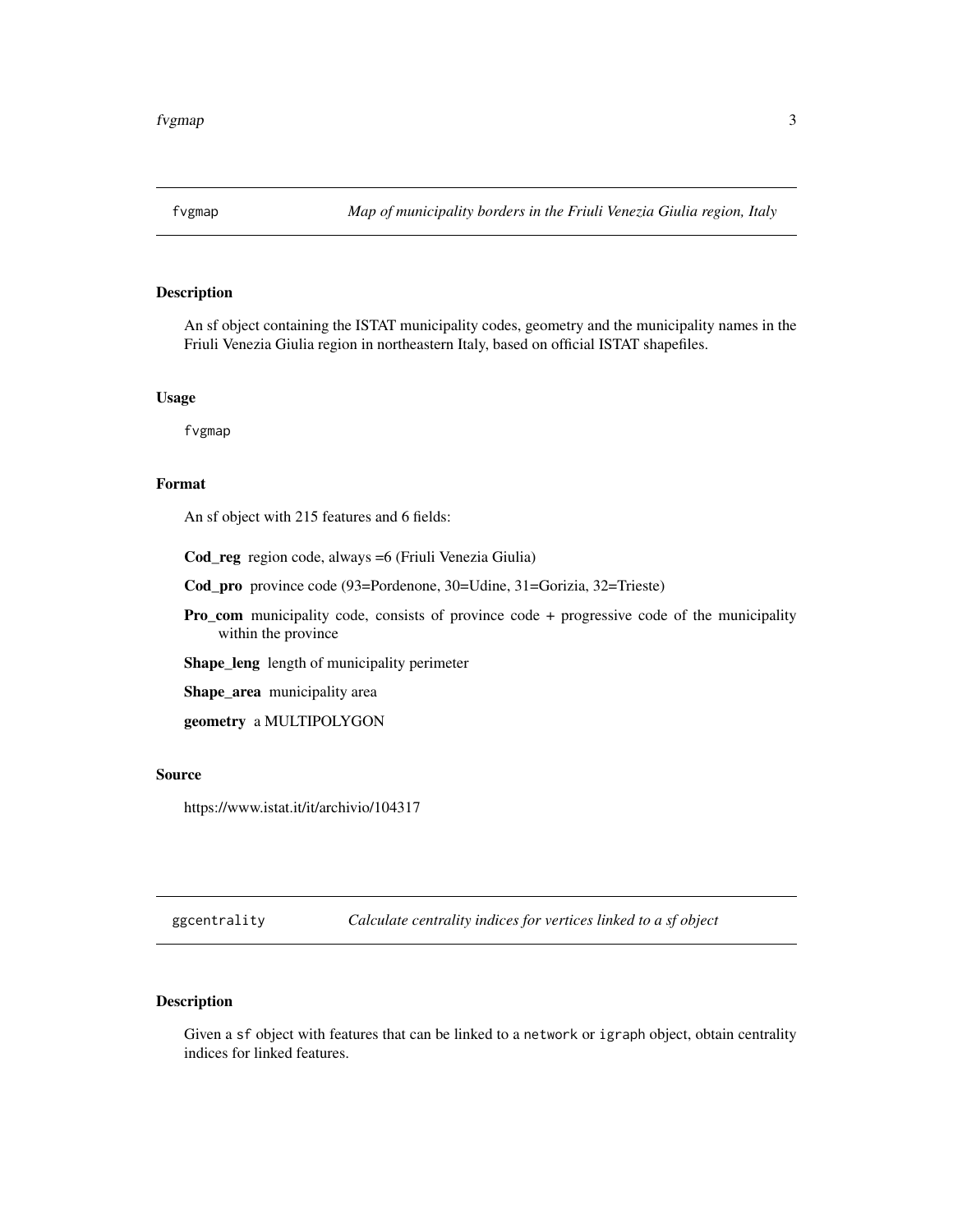## fvgmap

*Map of municipality borders in the Friuli Venezia Giulia region, Italy*

### Description

An sf object containing the ISTAT municipality codes, geometry and the municipality names in the Friuli Venezia Giulia region in northeastern Italy, based on official ISTAT shapefiles.

### Usage

```
fvgmap
```

### Format

An sf object with 215 features and 6 fields:

**Cod_reg** region code, always =6 (Friuli Venezia Giulia)

**Cod_pro** province code (93=Pordenone, 30=Udine, 31=Gorizia, 32=Trieste)

**Pro_com** municipality code, consists of province code + progressive code of the municipality within the province

**Shape_leng** length of municipality perimeter

**Shape_area** municipality area

**geometry** a MULTIPOLYGON

### Source

https://www.istat.it/it/archivio/104317

## ggcentrality

*Calculate centrality indices for vertices linked to a sf object*

### Description

Given a `sf` object with features that can be linked to a `network` or `igraph` object, obtain centrality indices for linked features.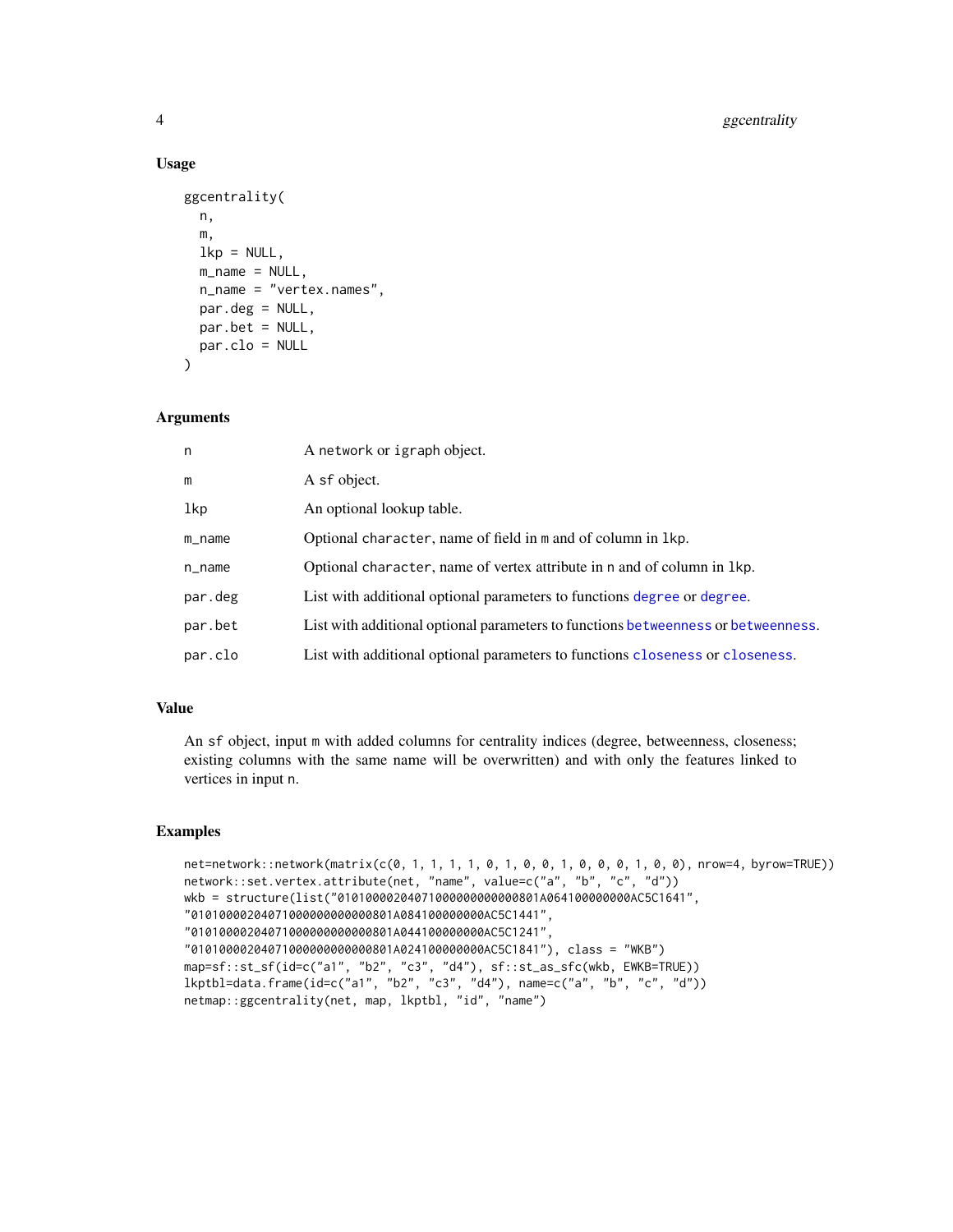### Usage

```
ggcentrality(
  n,
  m,
  lkp = NULL,
  m_name = NULL,
  n_name = "vertex.names",
  par.deg = NULL,
  par.bet = NULL,
  par.clo = NULL
)
```

### Arguments

| | |
|---|---|
| n | A network or igraph object. |
| m | A sf object. |
| lkp | An optional lookup table. |
| m_name | Optional character, name of field in m and of column in lkp. |
| n_name | Optional character, name of vertex attribute in n and of column in lkp. |
| par.deg | List with additional optional parameters to functions degree or degree. |
| par.bet | List with additional optional parameters to functions betweenness or betweenness. |
| par.clo | List with additional optional parameters to functions closeness or closeness. |

### Value

An sf object, input m with added columns for centrality indices (degree, betweenness, closeness; existing columns with the same name will be overwritten) and with only the features linked to vertices in input n.

### Examples

```
net=network::network(matrix(c(0, 1, 1, 1, 1, 0, 1, 0, 0, 1, 0, 0, 0, 1, 0, 0), nrow=4, byrow=TRUE))
network::set.vertex.attribute(net, "name", value=c("a", "b", "c", "d"))
wkb = structure(list("01010000204071000000000000801A064100000000AC5C1641",
"01010000204071000000000000801A084100000000AC5C1441",
"01010000204071000000000000801A044100000000AC5C1241",
"01010000204071000000000000801A024100000000AC5C1841"), class = "WKB")
map=sf::st_sf(id=c("a1", "b2", "c3", "d4"), sf::st_as_sfc(wkb, EWKB=TRUE))
lkptbl=data.frame(id=c("a1", "b2", "c3", "d4"), name=c("a", "b", "c", "d"))
netmap::ggcentrality(net, map, lkptbl, "id", "name")
```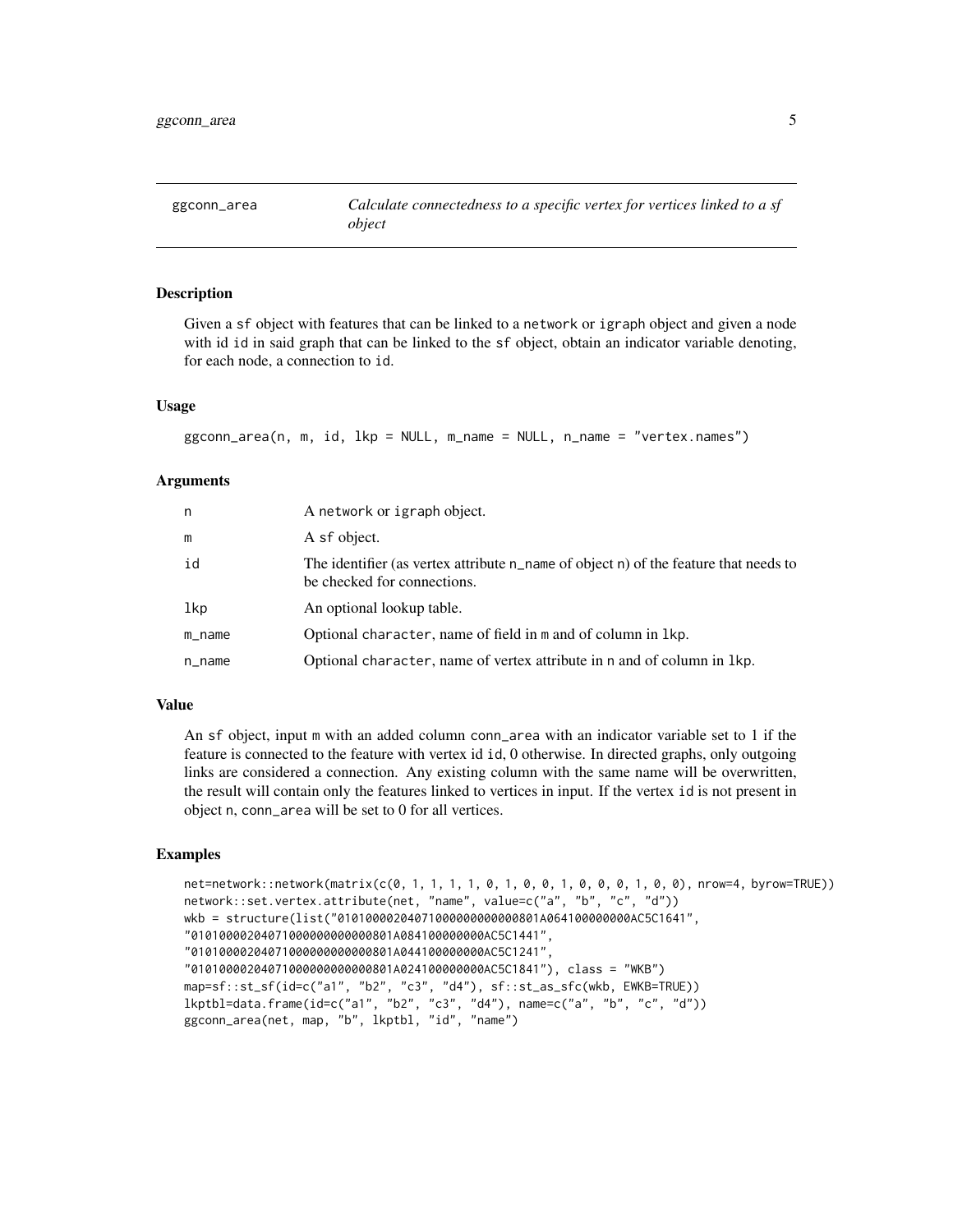# ggconn_area

*Calculate connectedness to a specific vertex for vertices linked to a sf object*

## Description

Given a sf object with features that can be linked to a network or igraph object and given a node with id id in said graph that can be linked to the sf object, obtain an indicator variable denoting, for each node, a connection to id.

## Usage

```
ggconn_area(n, m, id, lkp = NULL, m_name = NULL, n_name = "vertex.names")
```

## Arguments

| | |
|---|---|
| n | A network or igraph object. |
| m | A sf object. |
| id | The identifier (as vertex attribute n_name of object n) of the feature that needs to be checked for connections. |
| lkp | An optional lookup table. |
| m_name | Optional character, name of field in m and of column in lkp. |
| n_name | Optional character, name of vertex attribute in n and of column in lkp. |

## Value

An sf object, input m with an added column conn_area with an indicator variable set to 1 if the feature is connected to the feature with vertex id id, 0 otherwise. In directed graphs, only outgoing links are considered a connection. Any existing column with the same name will be overwritten, the result will contain only the features linked to vertices in input. If the vertex id is not present in object n, conn_area will be set to 0 for all vertices.

## Examples

```
net=network::network(matrix(c(0, 1, 1, 1, 1, 0, 1, 0, 0, 1, 0, 0, 0, 1, 0, 0), nrow=4, byrow=TRUE))
network::set.vertex.attribute(net, "name", value=c("a", "b", "c", "d"))
wkb = structure(list("01010000204071000000000000801A064100000000AC5C1641",
"01010000204071000000000000801A084100000000AC5C1441",
"01010000204071000000000000801A044100000000AC5C1241",
"01010000204071000000000000801A024100000000AC5C1841"), class = "WKB")
map=sf::st_sf(id=c("a1", "b2", "c3", "d4"), sf::st_as_sfc(wkb, EWKB=TRUE))
lkptbl=data.frame(id=c("a1", "b2", "c3", "d4"), name=c("a", "b", "c", "d"))
ggconn_area(net, map, "b", lkptbl, "id", "name")
```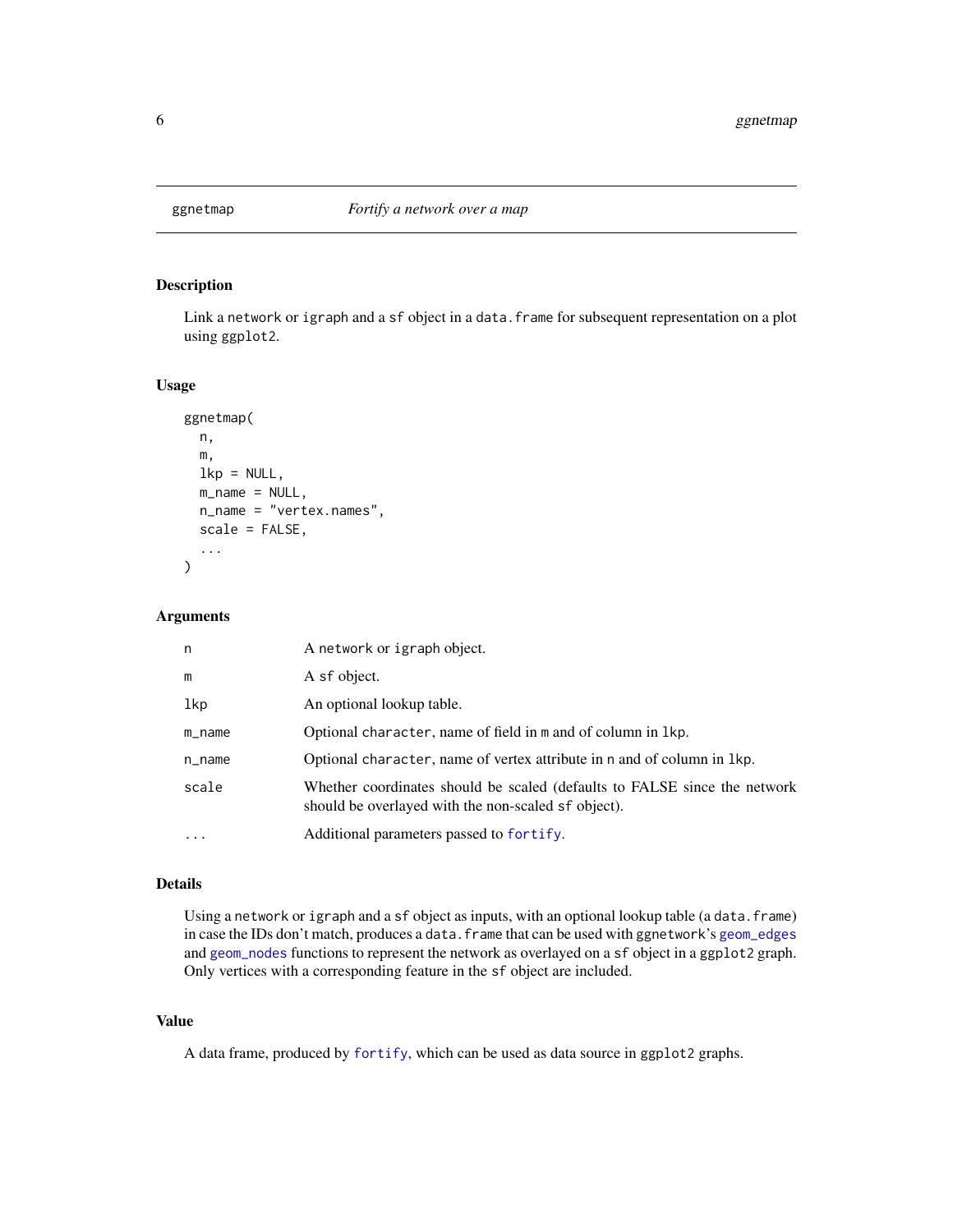# ggnetmap — *Fortify a network over a map*

## Description

Link a `network` or `igraph` and a `sf` object in a `data.frame` for subsequent representation on a plot using `ggplot2`.

## Usage

```
ggnetmap(
  n,
  m,
  lkp = NULL,
  m_name = NULL,
  n_name = "vertex.names",
  scale = FALSE,
  ...
)
```

## Arguments

| | |
|---|---|
| `n` | A `network` or `igraph` object. |
| `m` | A `sf` object. |
| `lkp` | An optional lookup table. |
| `m_name` | Optional `character`, name of field in `m` and of column in `lkp`. |
| `n_name` | Optional `character`, name of vertex attribute in `n` and of column in `lkp`. |
| `scale` | Whether coordinates should be scaled (defaults to FALSE since the network should be overlayed with the non-scaled `sf` object). |
| `...` | Additional parameters passed to `fortify`. |

## Details

Using a `network` or `igraph` and a `sf` object as inputs, with an optional lookup table (a `data.frame`) in case the IDs don't match, produces a `data.frame` that can be used with `ggnetwork`'s `geom_edges` and `geom_nodes` functions to represent the network as overlayed on a `sf` object in a `ggplot2` graph. Only vertices with a corresponding feature in the `sf` object are included.

## Value

A data frame, produced by `fortify`, which can be used as data source in `ggplot2` graphs.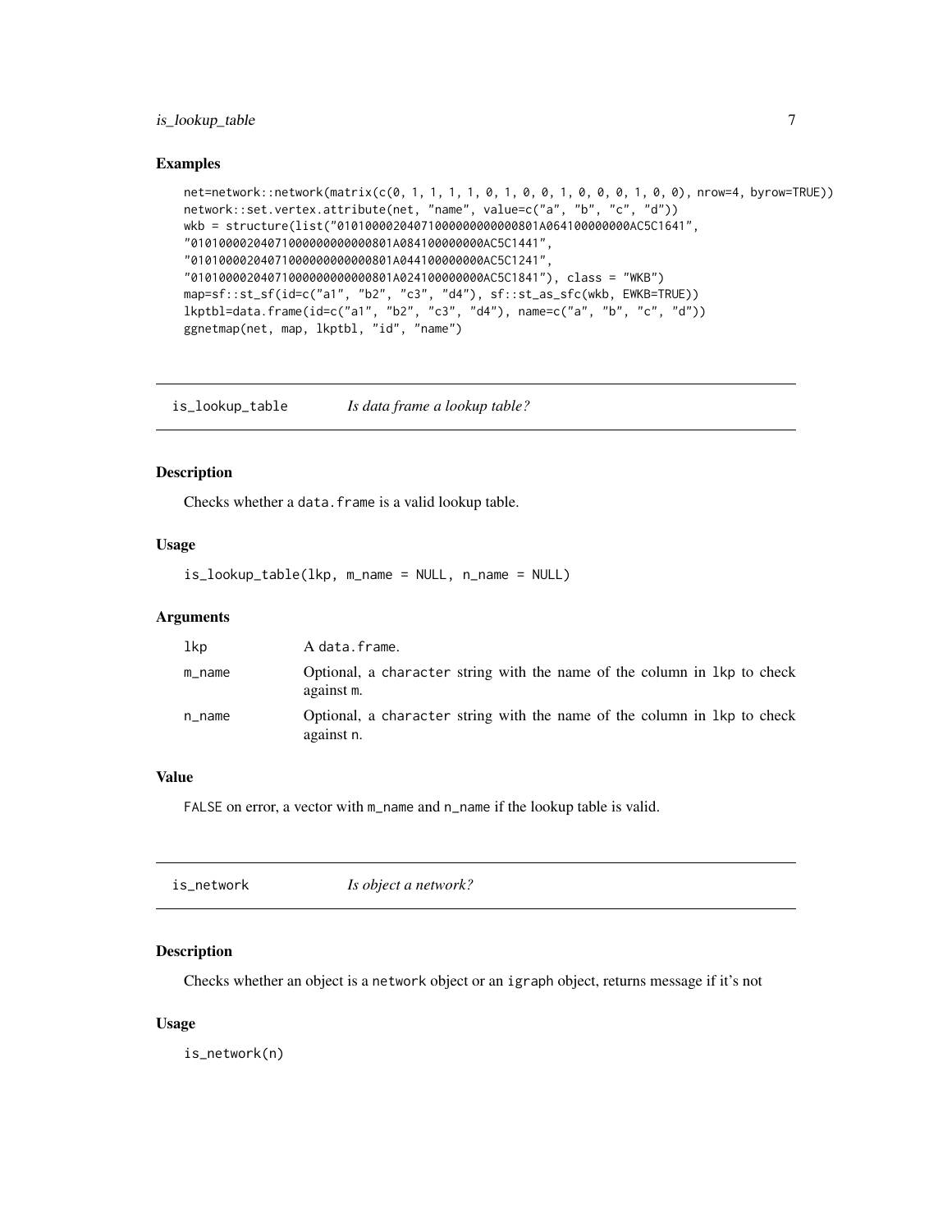## Examples

```
net=network::network(matrix(c(0, 1, 1, 1, 1, 0, 1, 0, 0, 1, 0, 0, 0, 1, 0, 0), nrow=4, byrow=TRUE))
network::set.vertex.attribute(net, "name", value=c("a", "b", "c", "d"))
wkb = structure(list("01010000204071000000000000801A064100000000AC5C1641",
"01010000204071000000000000801A084100000000AC5C1441",
"01010000204071000000000000801A044100000000AC5C1241",
"01010000204071000000000000801A024100000000AC5C1841"), class = "WKB")
map=sf::st_sf(id=c("a1", "b2", "c3", "d4"), sf::st_as_sfc(wkb, EWKB=TRUE))
lkptbl=data.frame(id=c("a1", "b2", "c3", "d4"), name=c("a", "b", "c", "d"))
ggnetmap(net, map, lkptbl, "id", "name")
```

---

# is_lookup_table — *Is data frame a lookup table?*

## Description

Checks whether a `data.frame` is a valid lookup table.

## Usage

```
is_lookup_table(lkp, m_name = NULL, n_name = NULL)
```

## Arguments

| | |
|---|---|
| lkp | A `data.frame`. |
| m_name | Optional, a `character` string with the name of the column in `lkp` to check against `m`. |
| n_name | Optional, a `character` string with the name of the column in `lkp` to check against `n`. |

## Value

`FALSE` on error, a vector with `m_name` and `n_name` if the lookup table is valid.

---

# is_network — *Is object a network?*

## Description

Checks whether an object is a `network` object or an `igraph` object, returns message if it's not

## Usage

```
is_network(n)
```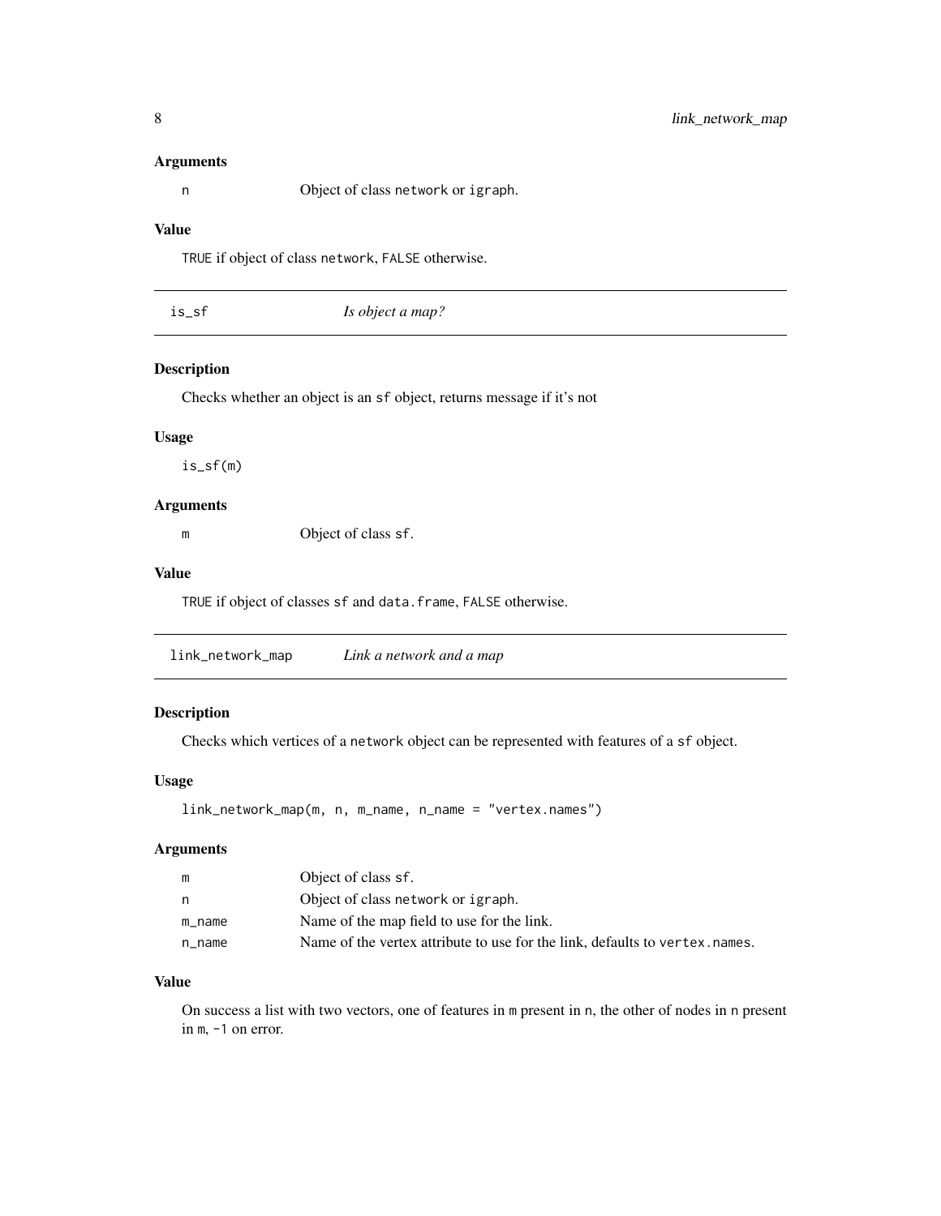### Arguments

n Object of class `network` or `igraph`.

### Value

`TRUE` if object of class `network`, `FALSE` otherwise.

---

## is_sf *Is object a map?*

### Description

Checks whether an object is an `sf` object, returns message if it's not

### Usage

```
is_sf(m)
```

### Arguments

m Object of class `sf`.

### Value

`TRUE` if object of classes `sf` and `data.frame`, `FALSE` otherwise.

---

## link_network_map *Link a network and a map*

### Description

Checks which vertices of a `network` object can be represented with features of a `sf` object.

### Usage

```
link_network_map(m, n, m_name, n_name = "vertex.names")
```

### Arguments

| | |
|---|---|
| m | Object of class `sf`. |
| n | Object of class `network` or `igraph`. |
| m_name | Name of the map field to use for the link. |
| n_name | Name of the vertex attribute to use for the link, defaults to `vertex.names`. |

### Value

On success a list with two vectors, one of features in `m` present in `n`, the other of nodes in `n` present in `m`, `-1` on error.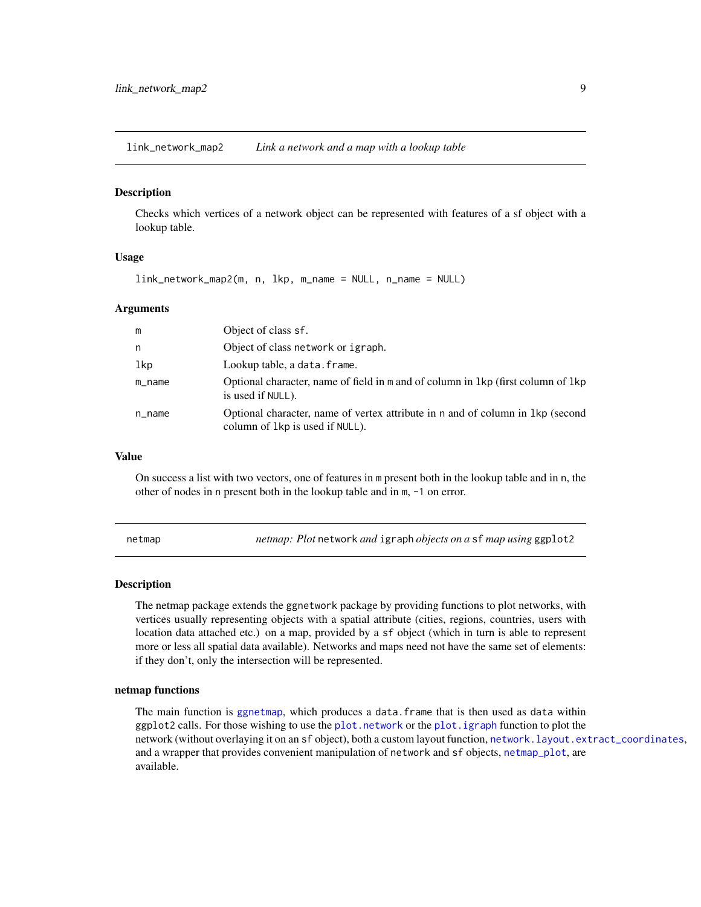## link_network_map2 — *Link a network and a map with a lookup table*

### Description

Checks which vertices of a network object can be represented with features of a sf object with a lookup table.

### Usage

```
link_network_map2(m, n, lkp, m_name = NULL, n_name = NULL)
```

### Arguments

| | |
|---|---|
| m | Object of class `sf`. |
| n | Object of class `network` or `igraph`. |
| lkp | Lookup table, a `data.frame`. |
| m_name | Optional character, name of field in `m` and of column in `lkp` (first column of `lkp` is used if `NULL`). |
| n_name | Optional character, name of vertex attribute in `n` and of column in `lkp` (second column of `lkp` is used if `NULL`). |

### Value

On success a list with two vectors, one of features in `m` present both in the lookup table and in `n`, the other of nodes in `n` present both in the lookup table and in `m`, `-1` on error.

## netmap — *netmap: Plot `network` and `igraph` objects on a `sf` map using `ggplot2`*

### Description

The netmap package extends the `ggnetwork` package by providing functions to plot networks, with vertices usually representing objects with a spatial attribute (cities, regions, countries, users with location data attached etc.) on a map, provided by a `sf` object (which in turn is able to represent more or less all spatial data available). Networks and maps need not have the same set of elements: if they don't, only the intersection will be represented.

### netmap functions

The main function is `ggnetmap`, which produces a `data.frame` that is then used as `data` within `ggplot2` calls. For those wishing to use the `plot.network` or the `plot.igraph` function to plot the network (without overlaying it on an `sf` object), both a custom layout function, `network.layout.extract_coordinates`, and a wrapper that provides convenient manipulation of `network` and `sf` objects, `netmap_plot`, are available.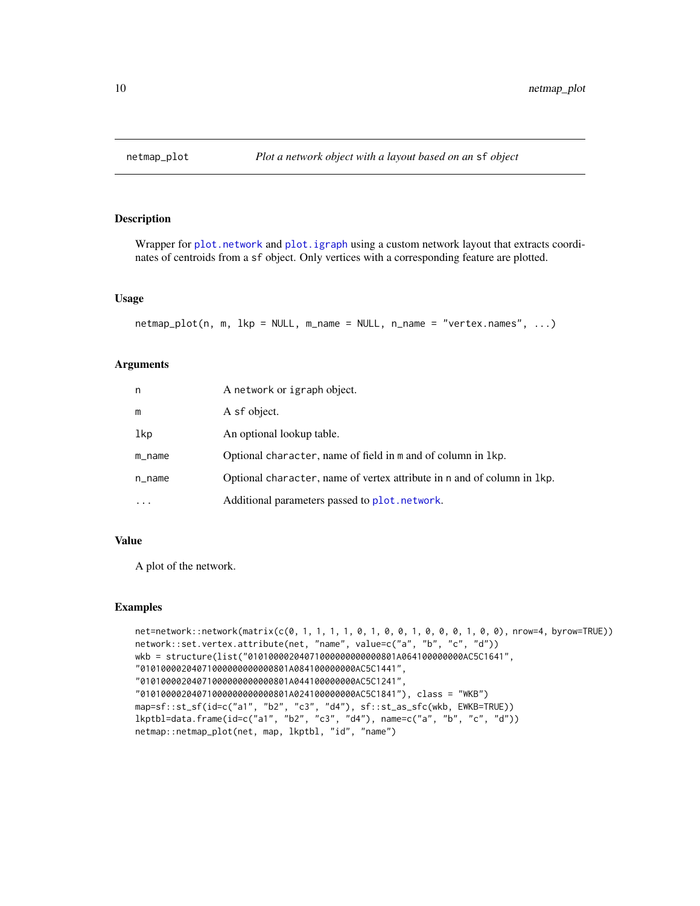# netmap_plot — *Plot a network object with a layout based on an `sf` object*

## Description

Wrapper for `plot.network` and `plot.igraph` using a custom network layout that extracts coordinates of centroids from a `sf` object. Only vertices with a corresponding feature are plotted.

## Usage

```
netmap_plot(n, m, lkp = NULL, m_name = NULL, n_name = "vertex.names", ...)
```

## Arguments

| | |
|---|---|
| n | A `network` or `igraph` object. |
| m | A `sf` object. |
| lkp | An optional lookup table. |
| m_name | Optional `character`, name of field in `m` and of column in `lkp`. |
| n_name | Optional `character`, name of vertex attribute in `n` and of column in `lkp`. |
| ... | Additional parameters passed to `plot.network`. |

## Value

A plot of the network.

## Examples

```
net=network::network(matrix(c(0, 1, 1, 1, 1, 0, 1, 0, 0, 1, 0, 0, 0, 1, 0, 0), nrow=4, byrow=TRUE))
network::set.vertex.attribute(net, "name", value=c("a", "b", "c", "d"))
wkb = structure(list("01010000204071000000000000801A064100000000AC5C1641",
"01010000204071000000000000801A084100000000AC5C1441",
"01010000204071000000000000801A044100000000AC5C1241",
"01010000204071000000000000801A024100000000AC5C1841"), class = "WKB")
map=sf::st_sf(id=c("a1", "b2", "c3", "d4"), sf::st_as_sfc(wkb, EWKB=TRUE))
lkptbl=data.frame(id=c("a1", "b2", "c3", "d4"), name=c("a", "b", "c", "d"))
netmap::netmap_plot(net, map, lkptbl, "id", "name")
```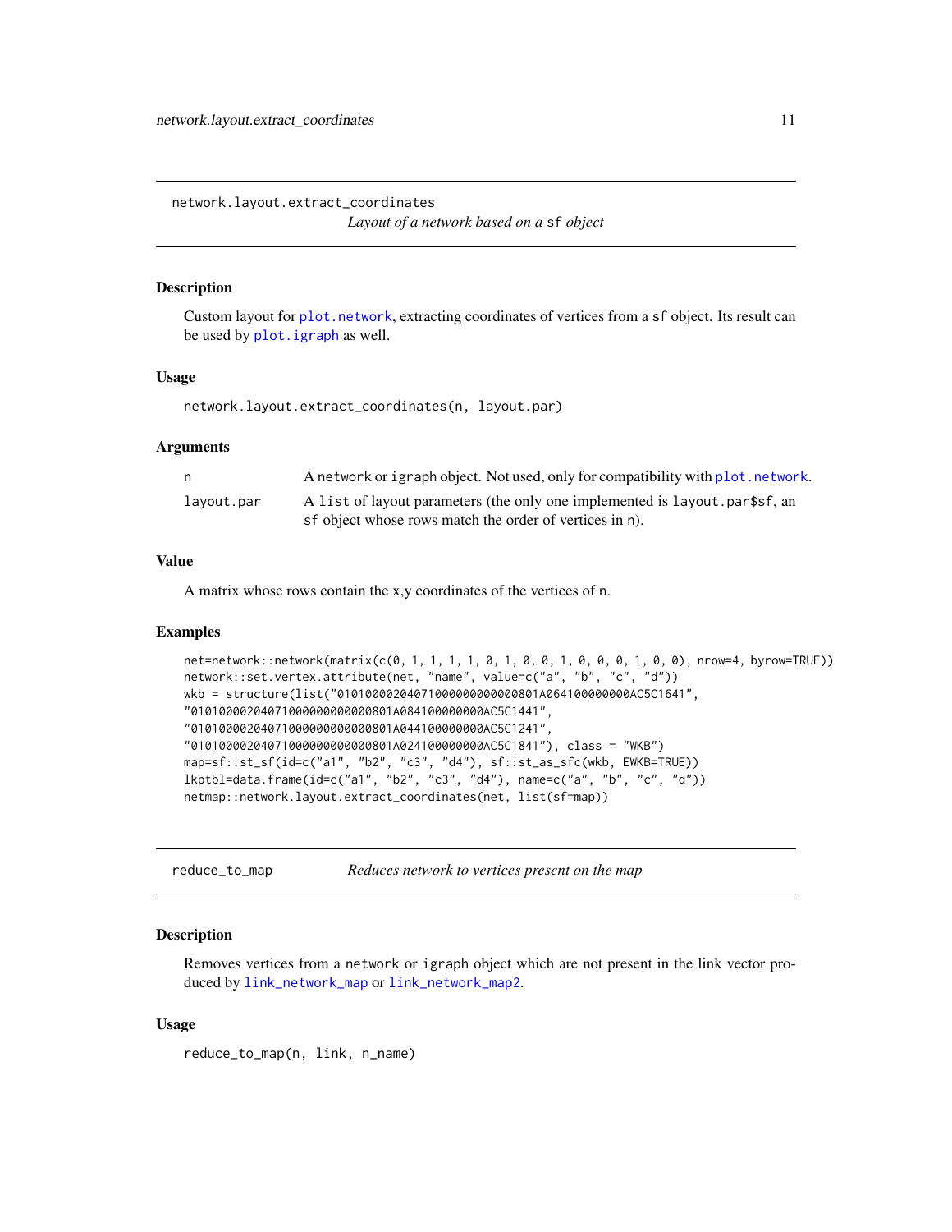## network.layout.extract_coordinates

*Layout of a network based on a* `sf` *object*

### Description

Custom layout for `plot.network`, extracting coordinates of vertices from a `sf` object. Its result can be used by `plot.igraph` as well.

### Usage

```
network.layout.extract_coordinates(n, layout.par)
```

### Arguments

| | |
|---|---|
| `n` | A `network` or `igraph` object. Not used, only for compatibility with `plot.network`. |
| `layout.par` | A `list` of layout parameters (the only one implemented is `layout.par$sf`, an `sf` object whose rows match the order of vertices in `n`). |

### Value

A matrix whose rows contain the x,y coordinates of the vertices of `n`.

### Examples

```
net=network::network(matrix(c(0, 1, 1, 1, 1, 0, 1, 0, 0, 1, 0, 0, 0, 1, 0, 0), nrow=4, byrow=TRUE))
network::set.vertex.attribute(net, "name", value=c("a", "b", "c", "d"))
wkb = structure(list("01010000204071000000000000801A064100000000AC5C1641",
"01010000204071000000000000801A084100000000AC5C1441",
"01010000204071000000000000801A044100000000AC5C1241",
"01010000204071000000000000801A024100000000AC5C1841"), class = "WKB")
map=sf::st_sf(id=c("a1", "b2", "c3", "d4"), sf::st_as_sfc(wkb, EWKB=TRUE))
lkptbl=data.frame(id=c("a1", "b2", "c3", "d4"), name=c("a", "b", "c", "d"))
netmap::network.layout.extract_coordinates(net, list(sf=map))
```

## reduce_to_map

*Reduces network to vertices present on the map*

### Description

Removes vertices from a `network` or `igraph` object which are not present in the link vector produced by `link_network_map` or `link_network_map2`.

### Usage

```
reduce_to_map(n, link, n_name)
```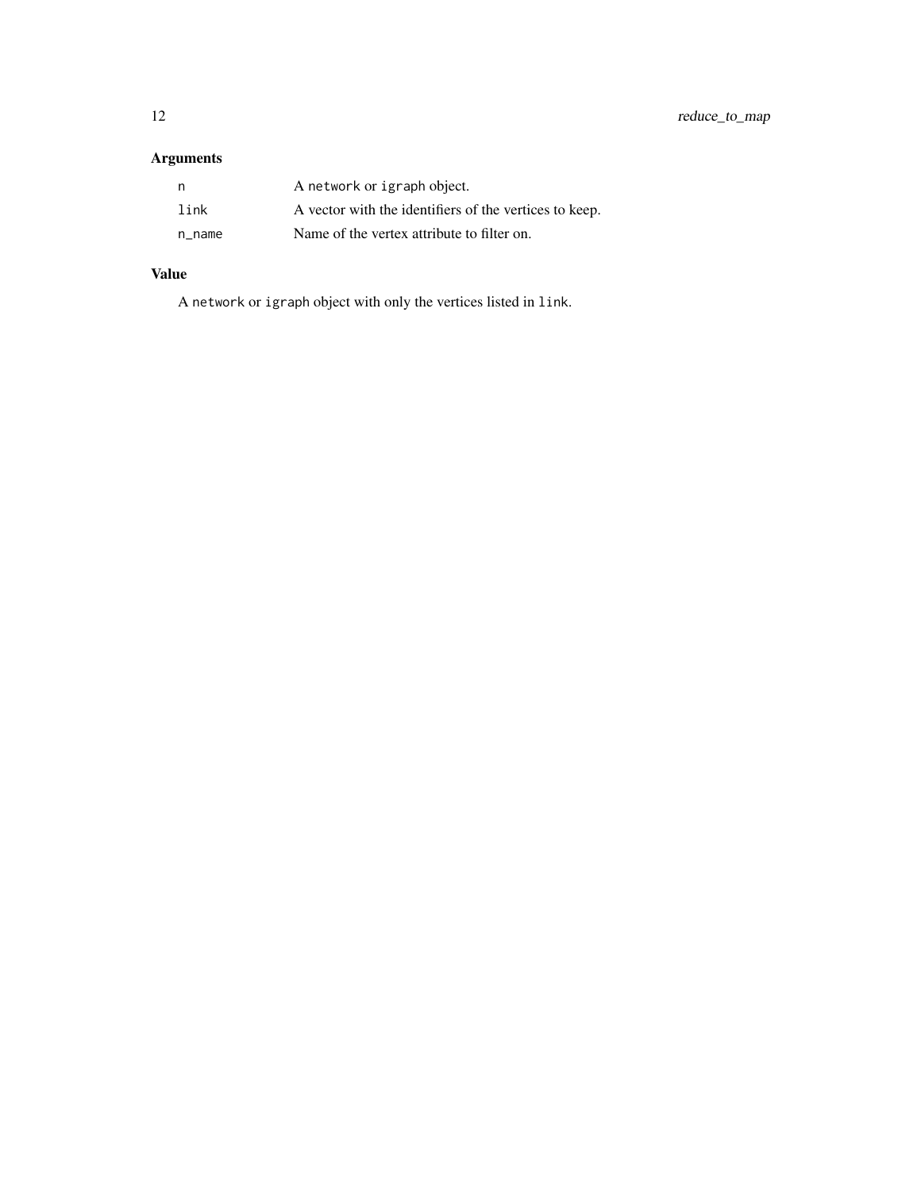## Arguments

| | |
|---|---|
| `n` | A `network` or `igraph` object. |
| `link` | A vector with the identifiers of the vertices to keep. |
| `n_name` | Name of the vertex attribute to filter on. |

## Value

A `network` or `igraph` object with only the vertices listed in `link`.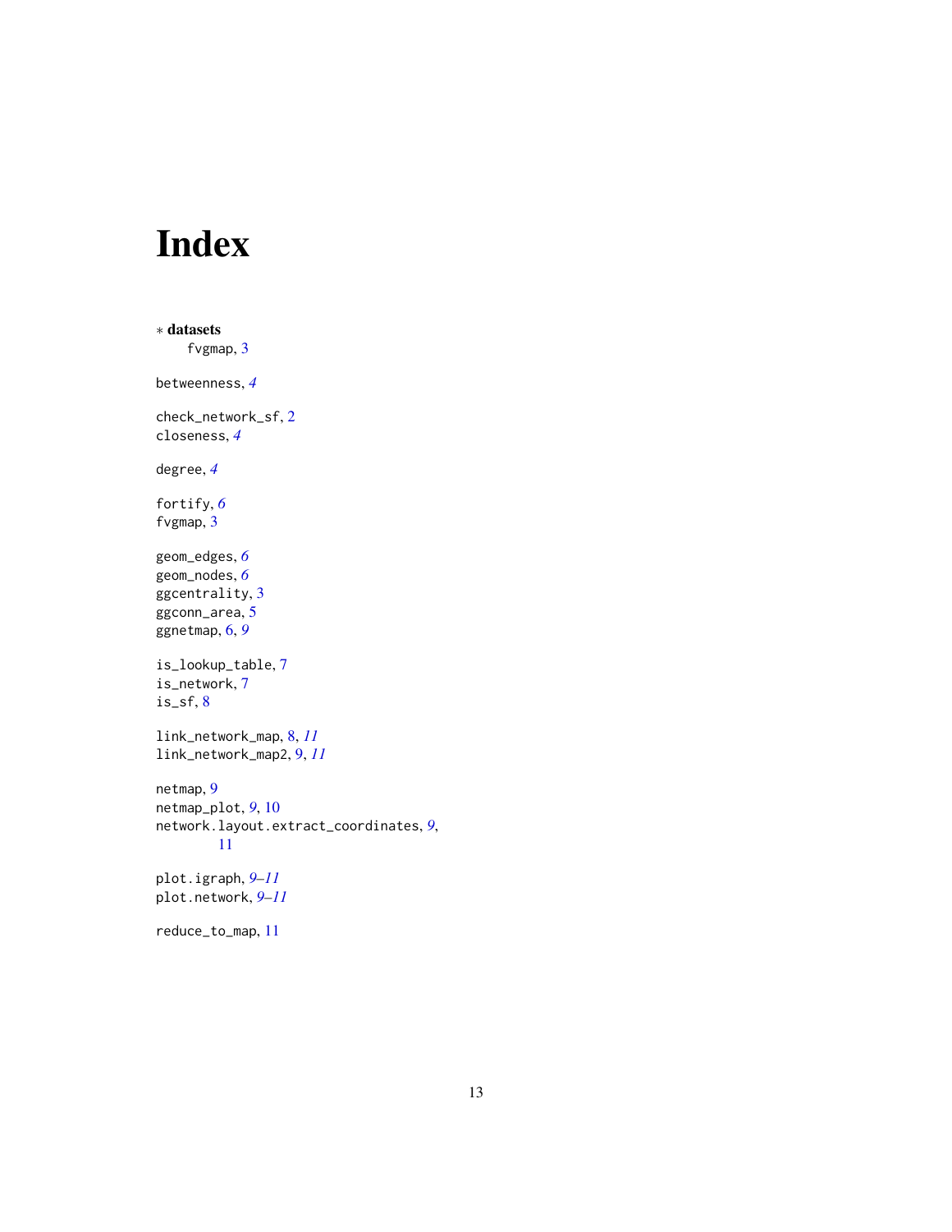# Index

∗ **datasets**
 fvgmap, 3

betweenness, *4*

check_network_sf, 2
closeness, *4*

degree, *4*

fortify, *6*
fvgmap, 3

geom_edges, *6*
geom_nodes, *6*
ggcentrality, 3
ggconn_area, 5
ggnetmap, 6, *9*

is_lookup_table, 7
is_network, 7
is_sf, 8

link_network_map, 8, *11*
link_network_map2, 9, *11*

netmap, 9
netmap_plot, *9*, 10
network.layout.extract_coordinates, *9*, 11

plot.igraph, *9–11*
plot.network, *9–11*

reduce_to_map, 11